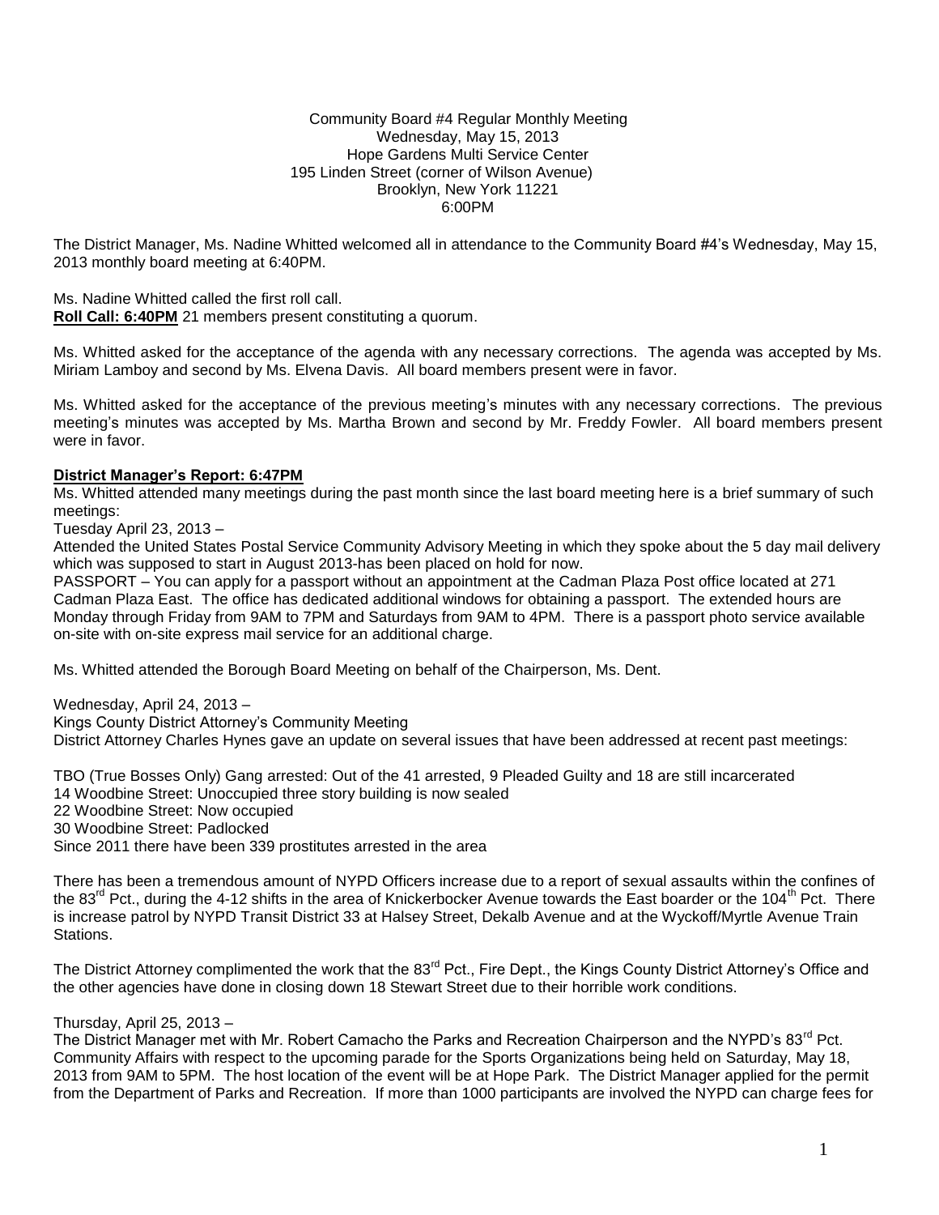Community Board #4 Regular Monthly Meeting
Wednesday, May 15, 2013
Hope Gardens Multi Service Center
195 Linden Street (corner of Wilson Avenue)
Brooklyn, New York 11221
6:00PM

The District Manager, Ms. Nadine Whitted welcomed all in attendance to the Community Board #4's Wednesday, May 15, 2013 monthly board meeting at 6:40PM.

Ms. Nadine Whitted called the first roll call.
**Roll Call: 6:40PM** 21 members present constituting a quorum.

Ms. Whitted asked for the acceptance of the agenda with any necessary corrections. The agenda was accepted by Ms. Miriam Lamboy and second by Ms. Elvena Davis. All board members present were in favor.

Ms. Whitted asked for the acceptance of the previous meeting's minutes with any necessary corrections. The previous meeting's minutes was accepted by Ms. Martha Brown and second by Mr. Freddy Fowler. All board members present were in favor.

**District Manager's Report: 6:47PM**

Ms. Whitted attended many meetings during the past month since the last board meeting here is a brief summary of such meetings:

Tuesday April 23, 2013 –

Attended the United States Postal Service Community Advisory Meeting in which they spoke about the 5 day mail delivery which was supposed to start in August 2013-has been placed on hold for now.

PASSPORT – You can apply for a passport without an appointment at the Cadman Plaza Post office located at 271 Cadman Plaza East. The office has dedicated additional windows for obtaining a passport. The extended hours are Monday through Friday from 9AM to 7PM and Saturdays from 9AM to 4PM. There is a passport photo service available on-site with on-site express mail service for an additional charge.

Ms. Whitted attended the Borough Board Meeting on behalf of the Chairperson, Ms. Dent.

Wednesday, April 24, 2013 –

Kings County District Attorney's Community Meeting

District Attorney Charles Hynes gave an update on several issues that have been addressed at recent past meetings:

TBO (True Bosses Only) Gang arrested: Out of the 41 arrested, 9 Pleaded Guilty and 18 are still incarcerated
14 Woodbine Street: Unoccupied three story building is now sealed
22 Woodbine Street: Now occupied
30 Woodbine Street: Padlocked
Since 2011 there have been 339 prostitutes arrested in the area

There has been a tremendous amount of NYPD Officers increase due to a report of sexual assaults within the confines of the 83rd Pct., during the 4-12 shifts in the area of Knickerbocker Avenue towards the East boarder or the 104th Pct. There is increase patrol by NYPD Transit District 33 at Halsey Street, Dekalb Avenue and at the Wyckoff/Myrtle Avenue Train Stations.

The District Attorney complimented the work that the 83rd Pct., Fire Dept., the Kings County District Attorney's Office and the other agencies have done in closing down 18 Stewart Street due to their horrible work conditions.

Thursday, April 25, 2013 –

The District Manager met with Mr. Robert Camacho the Parks and Recreation Chairperson and the NYPD's 83rd Pct. Community Affairs with respect to the upcoming parade for the Sports Organizations being held on Saturday, May 18, 2013 from 9AM to 5PM. The host location of the event will be at Hope Park. The District Manager applied for the permit from the Department of Parks and Recreation. If more than 1000 participants are involved the NYPD can charge fees for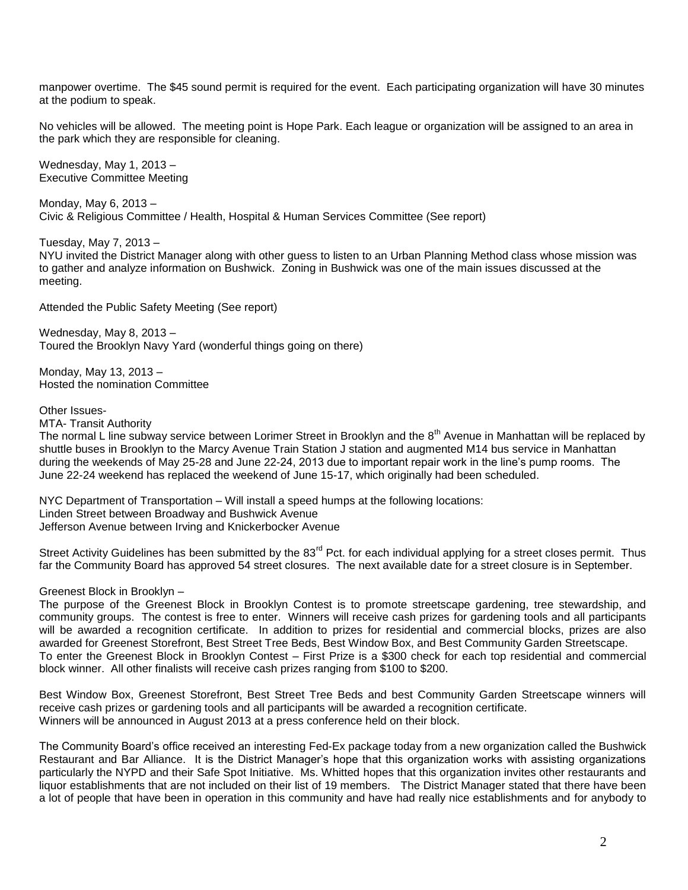manpower overtime. The $45 sound permit is required for the event. Each participating organization will have 30 minutes at the podium to speak.

No vehicles will be allowed. The meeting point is Hope Park. Each league or organization will be assigned to an area in the park which they are responsible for cleaning.

Wednesday, May 1, 2013 –
Executive Committee Meeting

Monday, May 6, 2013 –
Civic & Religious Committee / Health, Hospital & Human Services Committee (See report)

Tuesday, May 7, 2013 –
NYU invited the District Manager along with other guess to listen to an Urban Planning Method class whose mission was to gather and analyze information on Bushwick. Zoning in Bushwick was one of the main issues discussed at the meeting.

Attended the Public Safety Meeting (See report)

Wednesday, May 8, 2013 –
Toured the Brooklyn Navy Yard (wonderful things going on there)

Monday, May 13, 2013 –
Hosted the nomination Committee

Other Issues-
MTA- Transit Authority
The normal L line subway service between Lorimer Street in Brooklyn and the 8th Avenue in Manhattan will be replaced by shuttle buses in Brooklyn to the Marcy Avenue Train Station J station and augmented M14 bus service in Manhattan during the weekends of May 25-28 and June 22-24, 2013 due to important repair work in the line's pump rooms. The June 22-24 weekend has replaced the weekend of June 15-17, which originally had been scheduled.

NYC Department of Transportation – Will install a speed humps at the following locations:
Linden Street between Broadway and Bushwick Avenue
Jefferson Avenue between Irving and Knickerbocker Avenue

Street Activity Guidelines has been submitted by the 83rd Pct. for each individual applying for a street closes permit. Thus far the Community Board has approved 54 street closures. The next available date for a street closure is in September.

Greenest Block in Brooklyn –
The purpose of the Greenest Block in Brooklyn Contest is to promote streetscape gardening, tree stewardship, and community groups. The contest is free to enter. Winners will receive cash prizes for gardening tools and all participants will be awarded a recognition certificate. In addition to prizes for residential and commercial blocks, prizes are also awarded for Greenest Storefront, Best Street Tree Beds, Best Window Box, and Best Community Garden Streetscape.
To enter the Greenest Block in Brooklyn Contest – First Prize is a $300 check for each top residential and commercial block winner. All other finalists will receive cash prizes ranging from $100 to $200.

Best Window Box, Greenest Storefront, Best Street Tree Beds and best Community Garden Streetscape winners will receive cash prizes or gardening tools and all participants will be awarded a recognition certificate.
Winners will be announced in August 2013 at a press conference held on their block.

The Community Board's office received an interesting Fed-Ex package today from a new organization called the Bushwick Restaurant and Bar Alliance. It is the District Manager's hope that this organization works with assisting organizations particularly the NYPD and their Safe Spot Initiative. Ms. Whitted hopes that this organization invites other restaurants and liquor establishments that are not included on their list of 19 members. The District Manager stated that there have been a lot of people that have been in operation in this community and have had really nice establishments and for anybody to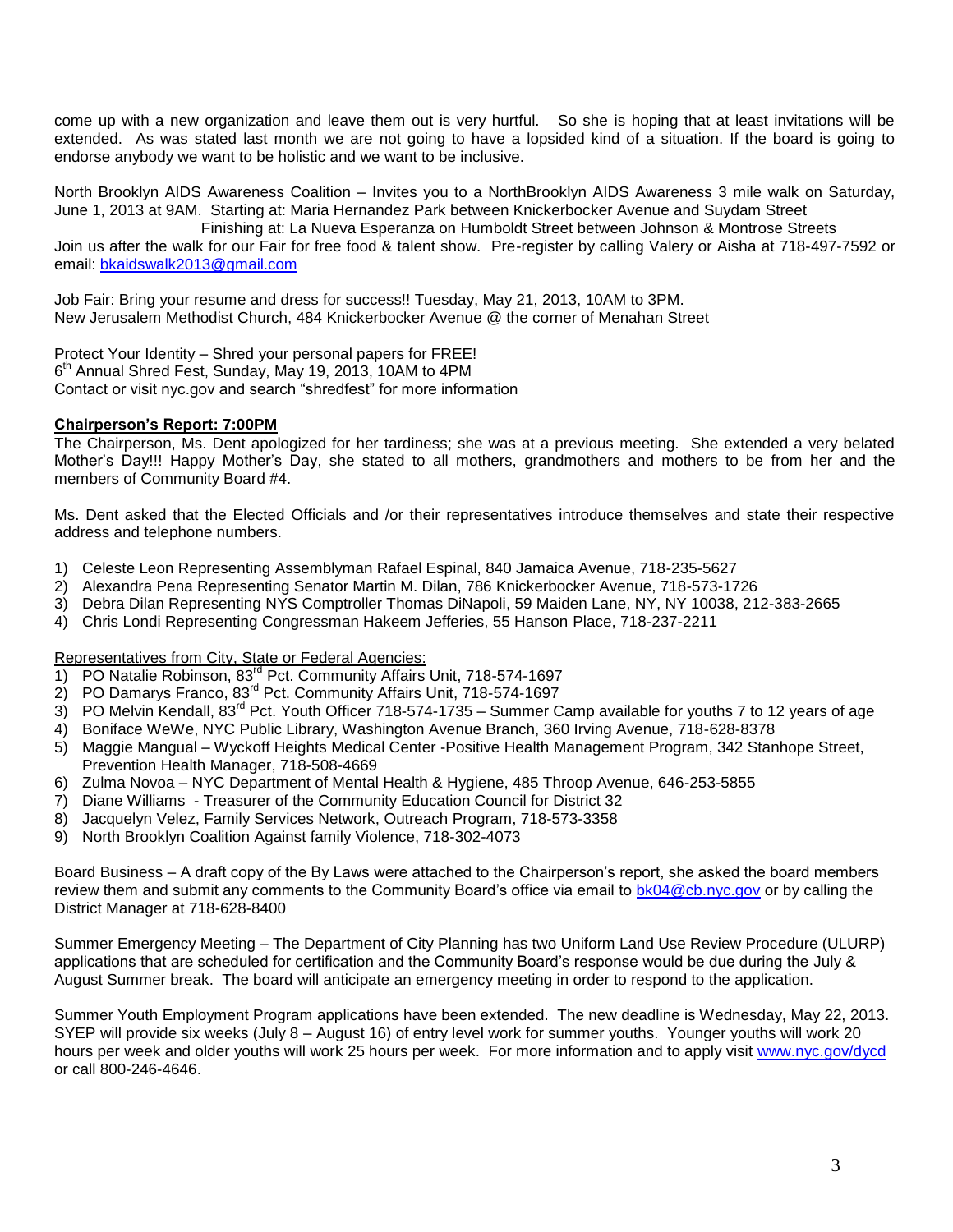come up with a new organization and leave them out is very hurtful. So she is hoping that at least invitations will be extended. As was stated last month we are not going to have a lopsided kind of a situation. If the board is going to endorse anybody we want to be holistic and we want to be inclusive.

North Brooklyn AIDS Awareness Coalition – Invites you to a NorthBrooklyn AIDS Awareness 3 mile walk on Saturday, June 1, 2013 at 9AM. Starting at: Maria Hernandez Park between Knickerbocker Avenue and Suydam Street
Finishing at: La Nueva Esperanza on Humboldt Street between Johnson & Montrose Streets
Join us after the walk for our Fair for free food & talent show. Pre-register by calling Valery or Aisha at 718-497-7592 or email: bkaidswalk2013@gmail.com

Job Fair: Bring your resume and dress for success!! Tuesday, May 21, 2013, 10AM to 3PM.
New Jerusalem Methodist Church, 484 Knickerbocker Avenue @ the corner of Menahan Street

Protect Your Identity – Shred your personal papers for FREE!
6th Annual Shred Fest, Sunday, May 19, 2013, 10AM to 4PM
Contact or visit nyc.gov and search "shredfest" for more information

**Chairperson's Report: 7:00PM**

The Chairperson, Ms. Dent apologized for her tardiness; she was at a previous meeting. She extended a very belated Mother's Day!!! Happy Mother's Day, she stated to all mothers, grandmothers and mothers to be from her and the members of Community Board #4.

Ms. Dent asked that the Elected Officials and /or their representatives introduce themselves and state their respective address and telephone numbers.

1) Celeste Leon Representing Assemblyman Rafael Espinal, 840 Jamaica Avenue, 718-235-5627
2) Alexandra Pena Representing Senator Martin M. Dilan, 786 Knickerbocker Avenue, 718-573-1726
3) Debra Dilan Representing NYS Comptroller Thomas DiNapoli, 59 Maiden Lane, NY, NY 10038, 212-383-2665
4) Chris Londi Representing Congressman Hakeem Jefferies, 55 Hanson Place, 718-237-2211

Representatives from City, State or Federal Agencies:

1) PO Natalie Robinson, 83rd Pct. Community Affairs Unit, 718-574-1697
2) PO Damarys Franco, 83rd Pct. Community Affairs Unit, 718-574-1697
3) PO Melvin Kendall, 83rd Pct. Youth Officer 718-574-1735 – Summer Camp available for youths 7 to 12 years of age
4) Boniface WeWe, NYC Public Library, Washington Avenue Branch, 360 Irving Avenue, 718-628-8378
5) Maggie Mangual – Wyckoff Heights Medical Center -Positive Health Management Program, 342 Stanhope Street, Prevention Health Manager, 718-508-4669
6) Zulma Novoa – NYC Department of Mental Health & Hygiene, 485 Throop Avenue, 646-253-5855
7) Diane Williams - Treasurer of the Community Education Council for District 32
8) Jacquelyn Velez, Family Services Network, Outreach Program, 718-573-3358
9) North Brooklyn Coalition Against family Violence, 718-302-4073

Board Business – A draft copy of the By Laws were attached to the Chairperson's report, she asked the board members review them and submit any comments to the Community Board's office via email to bk04@cb.nyc.gov or by calling the District Manager at 718-628-8400

Summer Emergency Meeting – The Department of City Planning has two Uniform Land Use Review Procedure (ULURP) applications that are scheduled for certification and the Community Board's response would be due during the July & August Summer break. The board will anticipate an emergency meeting in order to respond to the application.

Summer Youth Employment Program applications have been extended. The new deadline is Wednesday, May 22, 2013. SYEP will provide six weeks (July 8 – August 16) of entry level work for summer youths. Younger youths will work 20 hours per week and older youths will work 25 hours per week. For more information and to apply visit www.nyc.gov/dycd or call 800-246-4646.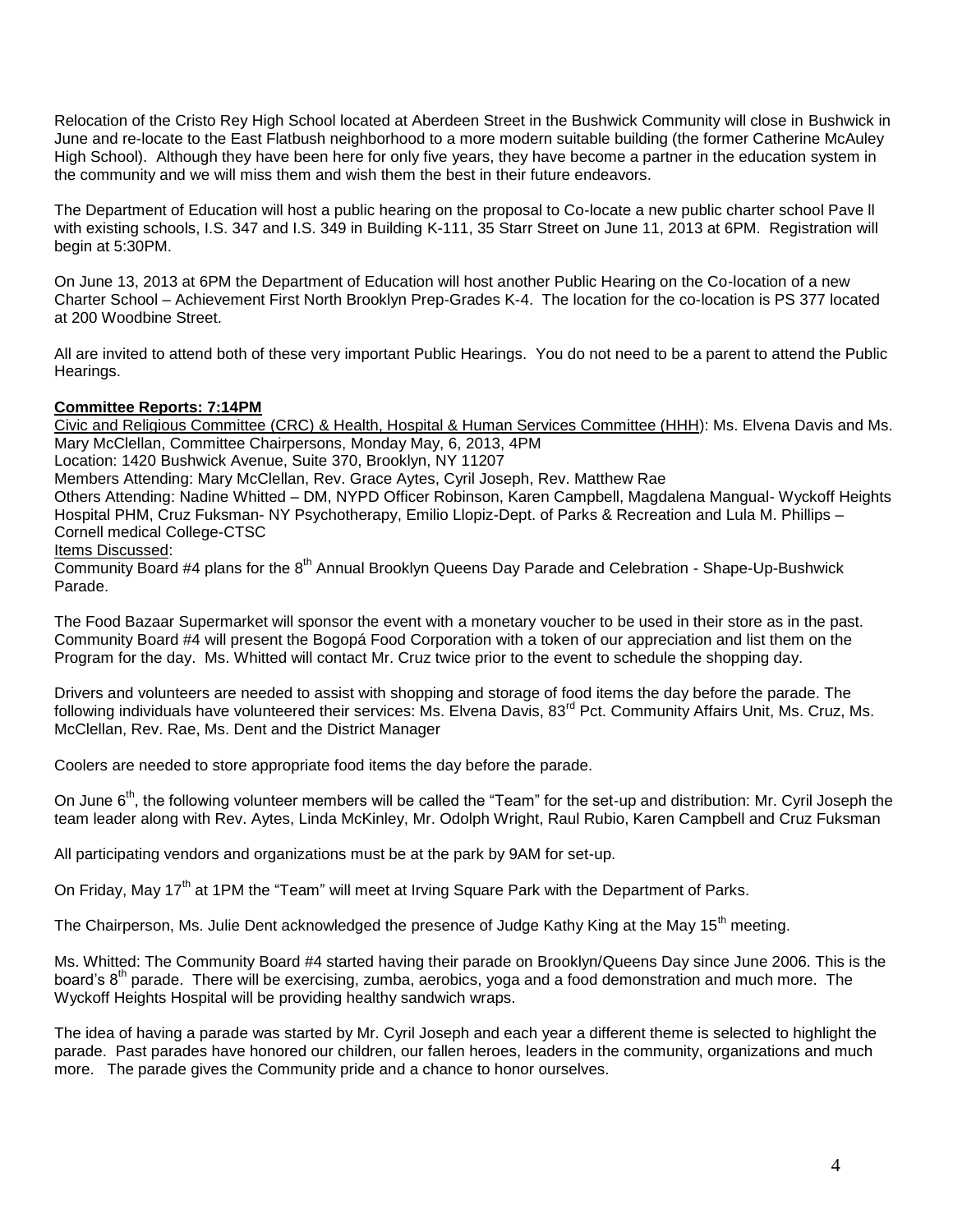Relocation of the Cristo Rey High School located at Aberdeen Street in the Bushwick Community will close in Bushwick in June and re-locate to the East Flatbush neighborhood to a more modern suitable building (the former Catherine McAuley High School). Although they have been here for only five years, they have become a partner in the education system in the community and we will miss them and wish them the best in their future endeavors.

The Department of Education will host a public hearing on the proposal to Co-locate a new public charter school Pave ll with existing schools, I.S. 347 and I.S. 349 in Building K-111, 35 Starr Street on June 11, 2013 at 6PM. Registration will begin at 5:30PM.

On June 13, 2013 at 6PM the Department of Education will host another Public Hearing on the Co-location of a new Charter School – Achievement First North Brooklyn Prep-Grades K-4. The location for the co-location is PS 377 located at 200 Woodbine Street.

All are invited to attend both of these very important Public Hearings. You do not need to be a parent to attend the Public Hearings.

**Committee Reports: 7:14PM**

Civic and Religious Committee (CRC) & Health, Hospital & Human Services Committee (HHH): Ms. Elvena Davis and Ms. Mary McClellan, Committee Chairpersons, Monday May, 6, 2013, 4PM
Location: 1420 Bushwick Avenue, Suite 370, Brooklyn, NY 11207
Members Attending: Mary McClellan, Rev. Grace Aytes, Cyril Joseph, Rev. Matthew Rae
Others Attending: Nadine Whitted – DM, NYPD Officer Robinson, Karen Campbell, Magdalena Mangual- Wyckoff Heights Hospital PHM, Cruz Fuksman- NY Psychotherapy, Emilio Llopiz-Dept. of Parks & Recreation and Lula M. Phillips – Cornell medical College-CTSC
Items Discussed:
Community Board #4 plans for the 8th Annual Brooklyn Queens Day Parade and Celebration - Shape-Up-Bushwick Parade.

The Food Bazaar Supermarket will sponsor the event with a monetary voucher to be used in their store as in the past. Community Board #4 will present the Bogopá Food Corporation with a token of our appreciation and list them on the Program for the day. Ms. Whitted will contact Mr. Cruz twice prior to the event to schedule the shopping day.

Drivers and volunteers are needed to assist with shopping and storage of food items the day before the parade. The following individuals have volunteered their services: Ms. Elvena Davis, 83rd Pct. Community Affairs Unit, Ms. Cruz, Ms. McClellan, Rev. Rae, Ms. Dent and the District Manager

Coolers are needed to store appropriate food items the day before the parade.

On June 6th, the following volunteer members will be called the "Team" for the set-up and distribution: Mr. Cyril Joseph the team leader along with Rev. Aytes, Linda McKinley, Mr. Odolph Wright, Raul Rubio, Karen Campbell and Cruz Fuksman

All participating vendors and organizations must be at the park by 9AM for set-up.

On Friday, May 17th at 1PM the "Team" will meet at Irving Square Park with the Department of Parks.

The Chairperson, Ms. Julie Dent acknowledged the presence of Judge Kathy King at the May 15th meeting.

Ms. Whitted: The Community Board #4 started having their parade on Brooklyn/Queens Day since June 2006. This is the board's 8th parade. There will be exercising, zumba, aerobics, yoga and a food demonstration and much more. The Wyckoff Heights Hospital will be providing healthy sandwich wraps.

The idea of having a parade was started by Mr. Cyril Joseph and each year a different theme is selected to highlight the parade. Past parades have honored our children, our fallen heroes, leaders in the community, organizations and much more. The parade gives the Community pride and a chance to honor ourselves.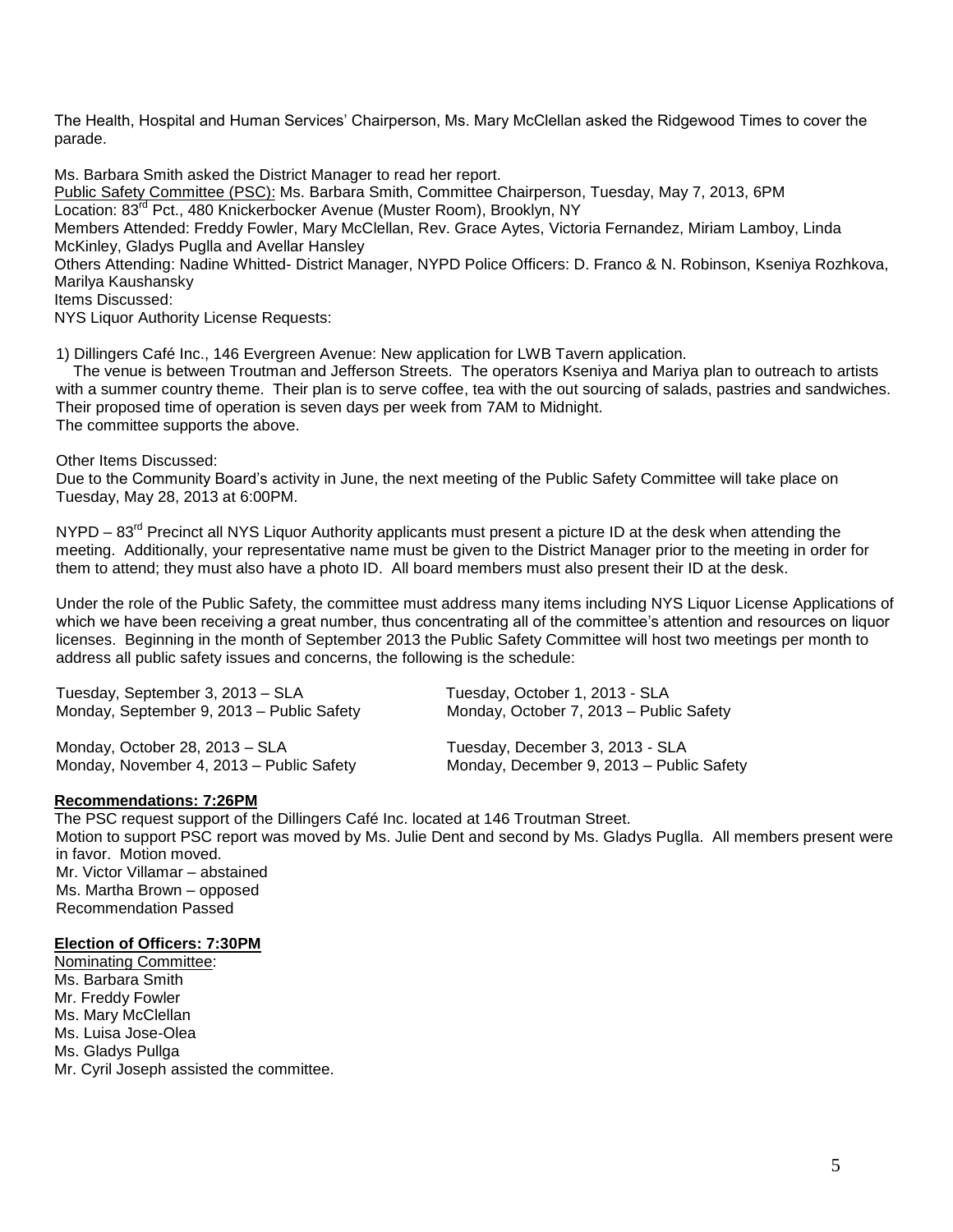The Health, Hospital and Human Services' Chairperson, Ms. Mary McClellan asked the Ridgewood Times to cover the parade.

Ms. Barbara Smith asked the District Manager to read her report.

Public Safety Committee (PSC): Ms. Barbara Smith, Committee Chairperson, Tuesday, May 7, 2013, 6PM
Location: 83rd Pct., 480 Knickerbocker Avenue (Muster Room), Brooklyn, NY
Members Attended: Freddy Fowler, Mary McClellan, Rev. Grace Aytes, Victoria Fernandez, Miriam Lamboy, Linda McKinley, Gladys Puglla and Avellar Hansley
Others Attending: Nadine Whitted- District Manager, NYPD Police Officers: D. Franco & N. Robinson, Kseniya Rozhkova, Marilya Kaushansky
Items Discussed:
NYS Liquor Authority License Requests:

1) Dillingers Café Inc., 146 Evergreen Avenue: New application for LWB Tavern application.
The venue is between Troutman and Jefferson Streets. The operators Kseniya and Mariya plan to outreach to artists with a summer country theme. Their plan is to serve coffee, tea with the out sourcing of salads, pastries and sandwiches. Their proposed time of operation is seven days per week from 7AM to Midnight.
The committee supports the above.

Other Items Discussed:
Due to the Community Board's activity in June, the next meeting of the Public Safety Committee will take place on Tuesday, May 28, 2013 at 6:00PM.

NYPD – 83rd Precinct all NYS Liquor Authority applicants must present a picture ID at the desk when attending the meeting. Additionally, your representative name must be given to the District Manager prior to the meeting in order for them to attend; they must also have a photo ID. All board members must also present their ID at the desk.

Under the role of the Public Safety, the committee must address many items including NYS Liquor License Applications of which we have been receiving a great number, thus concentrating all of the committee's attention and resources on liquor licenses. Beginning in the month of September 2013 the Public Safety Committee will host two meetings per month to address all public safety issues and concerns, the following is the schedule:

Tuesday, September 3, 2013 – SLA
Monday, September 9, 2013 – Public Safety

Tuesday, October 1, 2013 - SLA
Monday, October 7, 2013 – Public Safety

Monday, October 28, 2013 – SLA
Monday, November 4, 2013 – Public Safety

Tuesday, December 3, 2013 - SLA
Monday, December 9, 2013 – Public Safety

**Recommendations: 7:26PM**

The PSC request support of the Dillingers Café Inc. located at 146 Troutman Street.
Motion to support PSC report was moved by Ms. Julie Dent and second by Ms. Gladys Puglla. All members present were in favor. Motion moved.
Mr. Victor Villamar – abstained
Ms. Martha Brown – opposed
Recommendation Passed

**Election of Officers: 7:30PM**

Nominating Committee:
Ms. Barbara Smith
Mr. Freddy Fowler
Ms. Mary McClellan
Ms. Luisa Jose-Olea
Ms. Gladys Pullga
Mr. Cyril Joseph assisted the committee.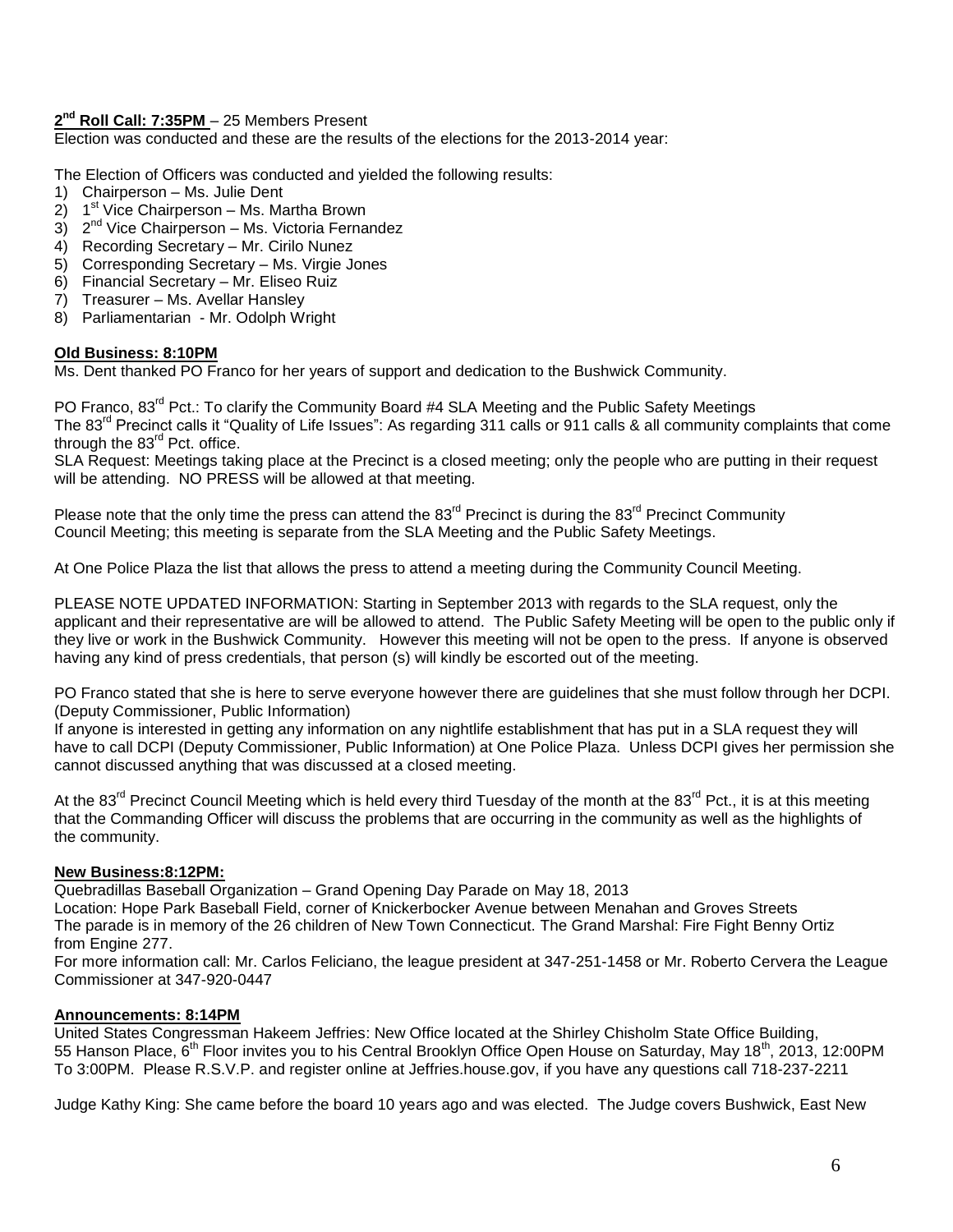**2nd Roll Call: 7:35PM** – 25 Members Present

Election was conducted and these are the results of the elections for the 2013-2014 year:

The Election of Officers was conducted and yielded the following results:

1) Chairperson – Ms. Julie Dent
2) 1st Vice Chairperson – Ms. Martha Brown
3) 2nd Vice Chairperson – Ms. Victoria Fernandez
4) Recording Secretary – Mr. Cirilo Nunez
5) Corresponding Secretary – Ms. Virgie Jones
6) Financial Secretary – Mr. Eliseo Ruiz
7) Treasurer – Ms. Avellar Hansley
8) Parliamentarian - Mr. Odolph Wright

**Old Business: 8:10PM**

Ms. Dent thanked PO Franco for her years of support and dedication to the Bushwick Community.

PO Franco, 83rd Pct.: To clarify the Community Board #4 SLA Meeting and the Public Safety Meetings

The 83rd Precinct calls it "Quality of Life Issues": As regarding 311 calls or 911 calls & all community complaints that come through the 83rd Pct. office.

SLA Request: Meetings taking place at the Precinct is a closed meeting; only the people who are putting in their request will be attending. NO PRESS will be allowed at that meeting.

Please note that the only time the press can attend the 83rd Precinct is during the 83rd Precinct Community Council Meeting; this meeting is separate from the SLA Meeting and the Public Safety Meetings.

At One Police Plaza the list that allows the press to attend a meeting during the Community Council Meeting.

PLEASE NOTE UPDATED INFORMATION: Starting in September 2013 with regards to the SLA request, only the applicant and their representative are will be allowed to attend. The Public Safety Meeting will be open to the public only if they live or work in the Bushwick Community. However this meeting will not be open to the press. If anyone is observed having any kind of press credentials, that person (s) will kindly be escorted out of the meeting.

PO Franco stated that she is here to serve everyone however there are guidelines that she must follow through her DCPI. (Deputy Commissioner, Public Information)

If anyone is interested in getting any information on any nightlife establishment that has put in a SLA request they will have to call DCPI (Deputy Commissioner, Public Information) at One Police Plaza. Unless DCPI gives her permission she cannot discussed anything that was discussed at a closed meeting.

At the 83rd Precinct Council Meeting which is held every third Tuesday of the month at the 83rd Pct., it is at this meeting that the Commanding Officer will discuss the problems that are occurring in the community as well as the highlights of the community.

**New Business:8:12PM:**

Quebradillas Baseball Organization – Grand Opening Day Parade on May 18, 2013

Location: Hope Park Baseball Field, corner of Knickerbocker Avenue between Menahan and Groves Streets

The parade is in memory of the 26 children of New Town Connecticut. The Grand Marshal: Fire Fight Benny Ortiz from Engine 277.

For more information call: Mr. Carlos Feliciano, the league president at 347-251-1458 or Mr. Roberto Cervera the League Commissioner at 347-920-0447

**Announcements: 8:14PM**

United States Congressman Hakeem Jeffries: New Office located at the Shirley Chisholm State Office Building, 55 Hanson Place, 6th Floor invites you to his Central Brooklyn Office Open House on Saturday, May 18th, 2013, 12:00PM To 3:00PM. Please R.S.V.P. and register online at Jeffries.house.gov, if you have any questions call 718-237-2211

Judge Kathy King: She came before the board 10 years ago and was elected. The Judge covers Bushwick, East New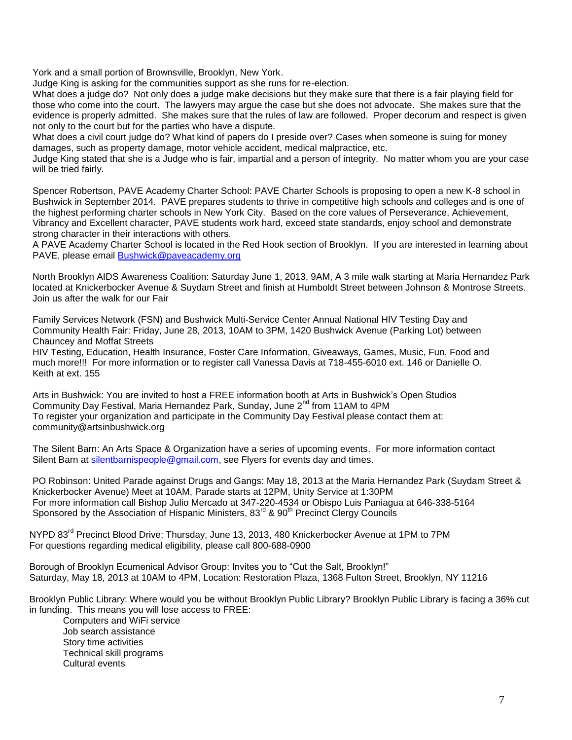York and a small portion of Brownsville, Brooklyn, New York.

Judge King is asking for the communities support as she runs for re-election.

What does a judge do? Not only does a judge make decisions but they make sure that there is a fair playing field for those who come into the court. The lawyers may argue the case but she does not advocate. She makes sure that the evidence is properly admitted. She makes sure that the rules of law are followed. Proper decorum and respect is given not only to the court but for the parties who have a dispute.

What does a civil court judge do? What kind of papers do I preside over? Cases when someone is suing for money damages, such as property damage, motor vehicle accident, medical malpractice, etc.

Judge King stated that she is a Judge who is fair, impartial and a person of integrity. No matter whom you are your case will be tried fairly.

Spencer Robertson, PAVE Academy Charter School: PAVE Charter Schools is proposing to open a new K-8 school in Bushwick in September 2014. PAVE prepares students to thrive in competitive high schools and colleges and is one of the highest performing charter schools in New York City. Based on the core values of Perseverance, Achievement, Vibrancy and Excellent character, PAVE students work hard, exceed state standards, enjoy school and demonstrate strong character in their interactions with others.

A PAVE Academy Charter School is located in the Red Hook section of Brooklyn. If you are interested in learning about PAVE, please email Bushwick@paveacademy.org

North Brooklyn AIDS Awareness Coalition: Saturday June 1, 2013, 9AM, A 3 mile walk starting at Maria Hernandez Park located at Knickerbocker Avenue & Suydam Street and finish at Humboldt Street between Johnson & Montrose Streets. Join us after the walk for our Fair

Family Services Network (FSN) and Bushwick Multi-Service Center Annual National HIV Testing Day and Community Health Fair: Friday, June 28, 2013, 10AM to 3PM, 1420 Bushwick Avenue (Parking Lot) between Chauncey and Moffat Streets

HIV Testing, Education, Health Insurance, Foster Care Information, Giveaways, Games, Music, Fun, Food and much more!!! For more information or to register call Vanessa Davis at 718-455-6010 ext. 146 or Danielle O. Keith at ext. 155

Arts in Bushwick: You are invited to host a FREE information booth at Arts in Bushwick's Open Studios Community Day Festival, Maria Hernandez Park, Sunday, June 2nd from 11AM to 4PM

To register your organization and participate in the Community Day Festival please contact them at: community@artsinbushwick.org

The Silent Barn: An Arts Space & Organization have a series of upcoming events. For more information contact Silent Barn at silentbarnispeople@gmail.com, see Flyers for events day and times.

PO Robinson: United Parade against Drugs and Gangs: May 18, 2013 at the Maria Hernandez Park (Suydam Street & Knickerbocker Avenue) Meet at 10AM, Parade starts at 12PM, Unity Service at 1:30PM

For more information call Bishop Julio Mercado at 347-220-4534 or Obispo Luis Paniagua at 646-338-5164

Sponsored by the Association of Hispanic Ministers, 83rd & 90th Precinct Clergy Councils

NYPD 83rd Precinct Blood Drive; Thursday, June 13, 2013, 480 Knickerbocker Avenue at 1PM to 7PM

For questions regarding medical eligibility, please call 800-688-0900

Borough of Brooklyn Ecumenical Advisor Group: Invites you to "Cut the Salt, Brooklyn!"

Saturday, May 18, 2013 at 10AM to 4PM, Location: Restoration Plaza, 1368 Fulton Street, Brooklyn, NY 11216

Brooklyn Public Library: Where would you be without Brooklyn Public Library? Brooklyn Public Library is facing a 36% cut in funding. This means you will lose access to FREE:

- Computers and WiFi service
- Job search assistance
- Story time activities
- Technical skill programs
- Cultural events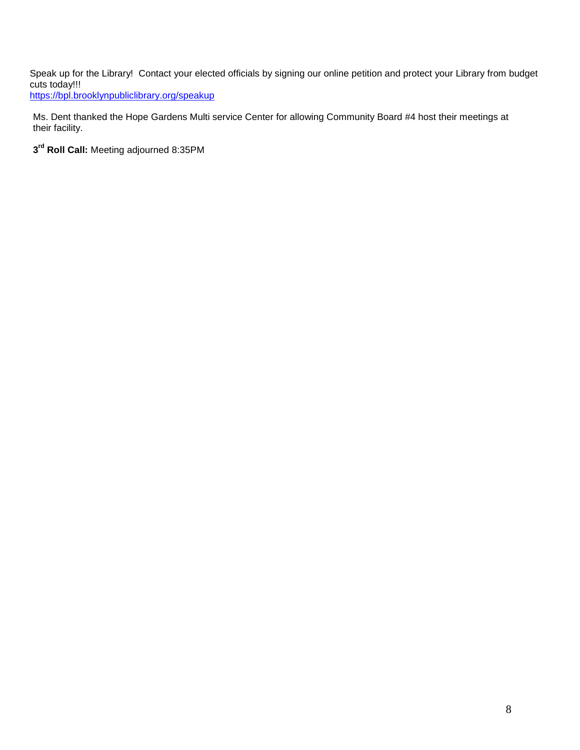Speak up for the Library! Contact your elected officials by signing our online petition and protect your Library from budget cuts today!!!
https://bpl.brooklynpubliclibrary.org/speakup

Ms. Dent thanked the Hope Gardens Multi service Center for allowing Community Board #4 host their meetings at their facility.

**3rd Roll Call:** Meeting adjourned 8:35PM